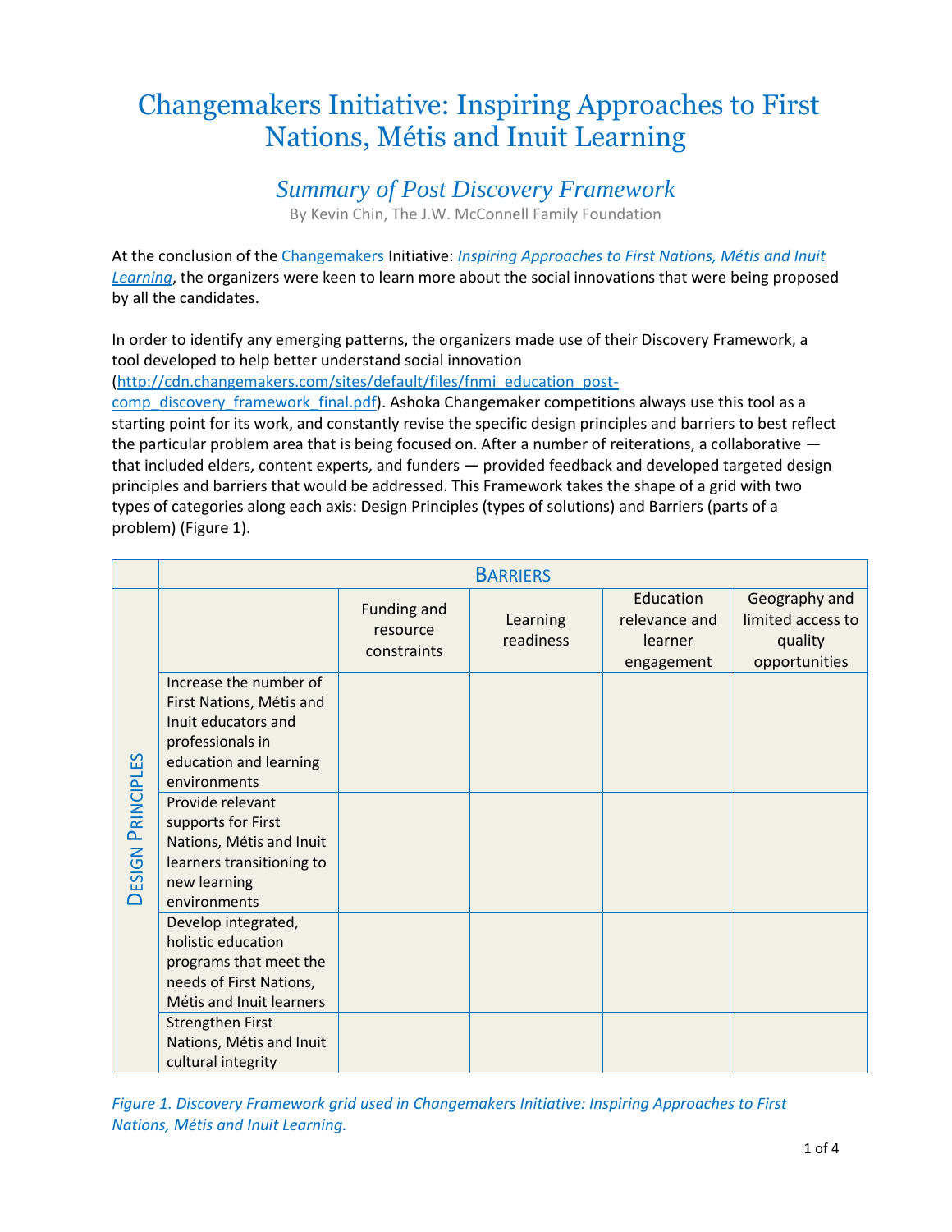# Changemakers Initiative: Inspiring Approaches to First Nations, Métis and Inuit Learning

## *Summary of Post Discovery Framework*

By Kevin Chin, The J.W. McConnell Family Foundation

At the conclusion of the Changemakers Initiative: *Inspiring Approaches to First Nations, Métis and Inuit Learning*, the organizers were keen to learn more about the social innovations that were being proposed by all the candidates.

In order to identify any emerging patterns, the organizers made use of their Discovery Framework, a tool developed to help better understand social innovation (http://cdn.changemakers.com/sites/default/files/fnmi_education_post-comp_discovery_framework_final.pdf). Ashoka Changemaker competitions always use this tool as a starting point for its work, and constantly revise the specific design principles and barriers to best reflect the particular problem area that is being focused on. After a number of reiterations, a collaborative — that included elders, content experts, and funders — provided feedback and developed targeted design principles and barriers that would be addressed. This Framework takes the shape of a grid with two types of categories along each axis: Design Principles (types of solutions) and Barriers (parts of a problem) (Figure 1).

| | | Barriers | | | |
|---|---|---|---|---|---|
| | | Funding and resource constraints | Learning readiness | Education relevance and learner engagement | Geography and limited access to quality opportunities |
| Design Principles | Increase the number of First Nations, Métis and Inuit educators and professionals in education and learning environments | | | | |
| | Provide relevant supports for First Nations, Métis and Inuit learners transitioning to new learning environments | | | | |
| | Develop integrated, holistic education programs that meet the needs of First Nations, Métis and Inuit learners | | | | |
| | Strengthen First Nations, Métis and Inuit cultural integrity | | | | |

*Figure 1. Discovery Framework grid used in Changemakers Initiative: Inspiring Approaches to First Nations, Métis and Inuit Learning.*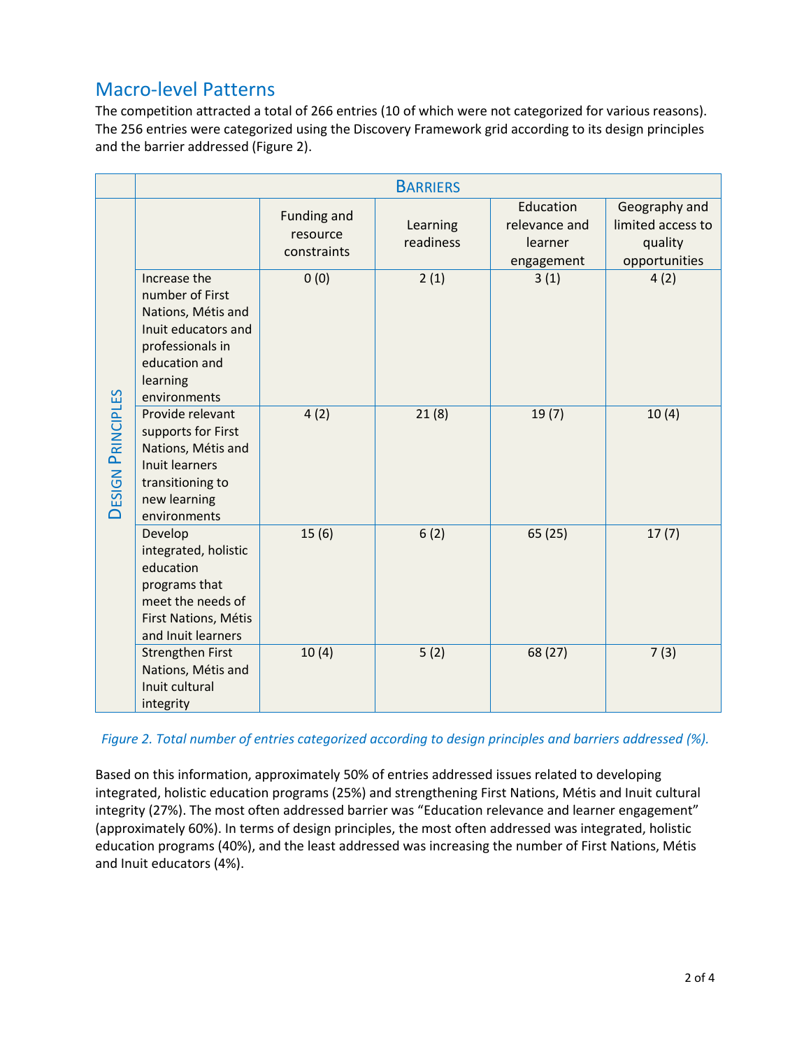## Macro-level Patterns

The competition attracted a total of 266 entries (10 of which were not categorized for various reasons). The 256 entries were categorized using the Discovery Framework grid according to its design principles and the barrier addressed (Figure 2).

| | | Barriers | | | |
|---|---|---|---|---|---|
| | | Funding and resource constraints | Learning readiness | Education relevance and learner engagement | Geography and limited access to quality opportunities |
| Design Principles | Increase the number of First Nations, Métis and Inuit educators and professionals in education and learning environments | 0 (0) | 2 (1) | 3 (1) | 4 (2) |
| | Provide relevant supports for First Nations, Métis and Inuit learners transitioning to new learning environments | 4 (2) | 21 (8) | 19 (7) | 10 (4) |
| | Develop integrated, holistic education programs that meet the needs of First Nations, Métis and Inuit learners | 15 (6) | 6 (2) | 65 (25) | 17 (7) |
| | Strengthen First Nations, Métis and Inuit cultural integrity | 10 (4) | 5 (2) | 68 (27) | 7 (3) |

*Figure 2. Total number of entries categorized according to design principles and barriers addressed (%).*

Based on this information, approximately 50% of entries addressed issues related to developing integrated, holistic education programs (25%) and strengthening First Nations, Métis and Inuit cultural integrity (27%). The most often addressed barrier was "Education relevance and learner engagement" (approximately 60%). In terms of design principles, the most often addressed was integrated, holistic education programs (40%), and the least addressed was increasing the number of First Nations, Métis and Inuit educators (4%).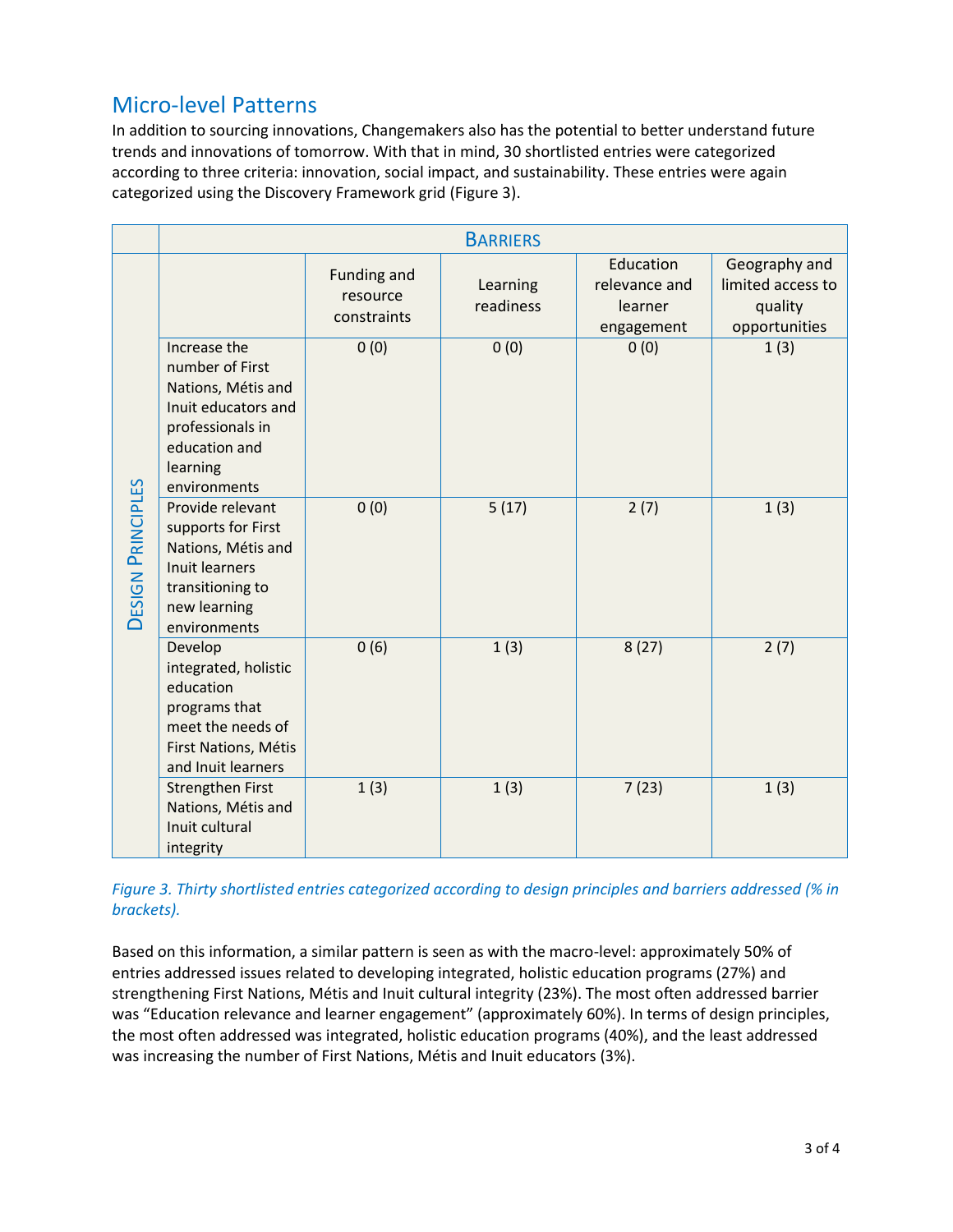## Micro-level Patterns

In addition to sourcing innovations, Changemakers also has the potential to better understand future trends and innovations of tomorrow. With that in mind, 30 shortlisted entries were categorized according to three criteria: innovation, social impact, and sustainability. These entries were again categorized using the Discovery Framework grid (Figure 3).

| | | Barriers | | | |
|---|---|---|---|---|---|
| | | Funding and resource constraints | Learning readiness | Education relevance and learner engagement | Geography and limited access to quality opportunities |
| Design Principles | Increase the number of First Nations, Métis and Inuit educators and professionals in education and learning environments | 0 (0) | 0 (0) | 0 (0) | 1 (3) |
| | Provide relevant supports for First Nations, Métis and Inuit learners transitioning to new learning environments | 0 (0) | 5 (17) | 2 (7) | 1 (3) |
| | Develop integrated, holistic education programs that meet the needs of First Nations, Métis and Inuit learners | 0 (6) | 1 (3) | 8 (27) | 2 (7) |
| | Strengthen First Nations, Métis and Inuit cultural integrity | 1 (3) | 1 (3) | 7 (23) | 1 (3) |

*Figure 3. Thirty shortlisted entries categorized according to design principles and barriers addressed (% in brackets).*

Based on this information, a similar pattern is seen as with the macro-level: approximately 50% of entries addressed issues related to developing integrated, holistic education programs (27%) and strengthening First Nations, Métis and Inuit cultural integrity (23%). The most often addressed barrier was "Education relevance and learner engagement" (approximately 60%). In terms of design principles, the most often addressed was integrated, holistic education programs (40%), and the least addressed was increasing the number of First Nations, Métis and Inuit educators (3%).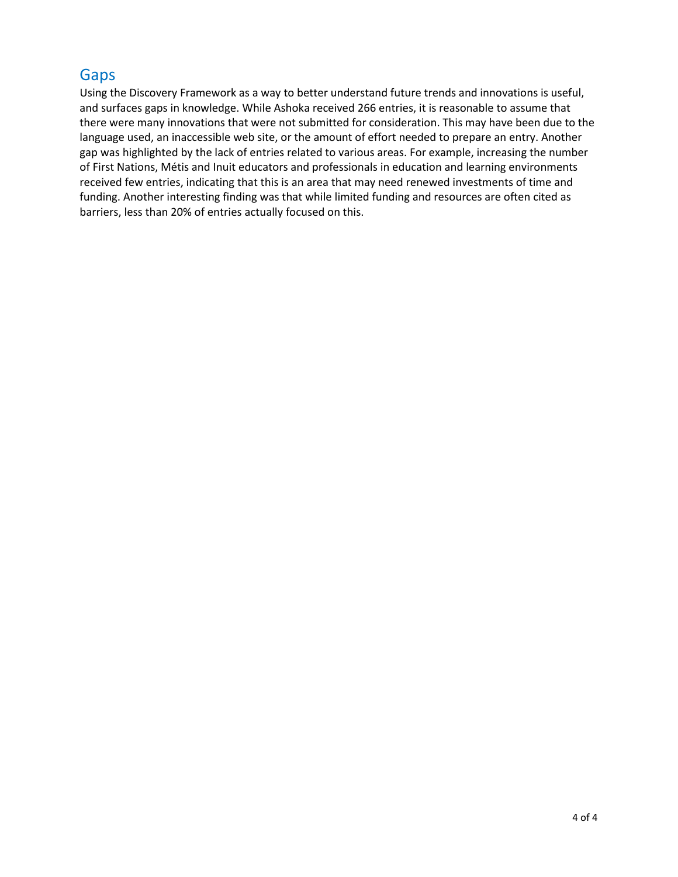## Gaps

Using the Discovery Framework as a way to better understand future trends and innovations is useful, and surfaces gaps in knowledge. While Ashoka received 266 entries, it is reasonable to assume that there were many innovations that were not submitted for consideration. This may have been due to the language used, an inaccessible web site, or the amount of effort needed to prepare an entry. Another gap was highlighted by the lack of entries related to various areas. For example, increasing the number of First Nations, Métis and Inuit educators and professionals in education and learning environments received few entries, indicating that this is an area that may need renewed investments of time and funding. Another interesting finding was that while limited funding and resources are often cited as barriers, less than 20% of entries actually focused on this.